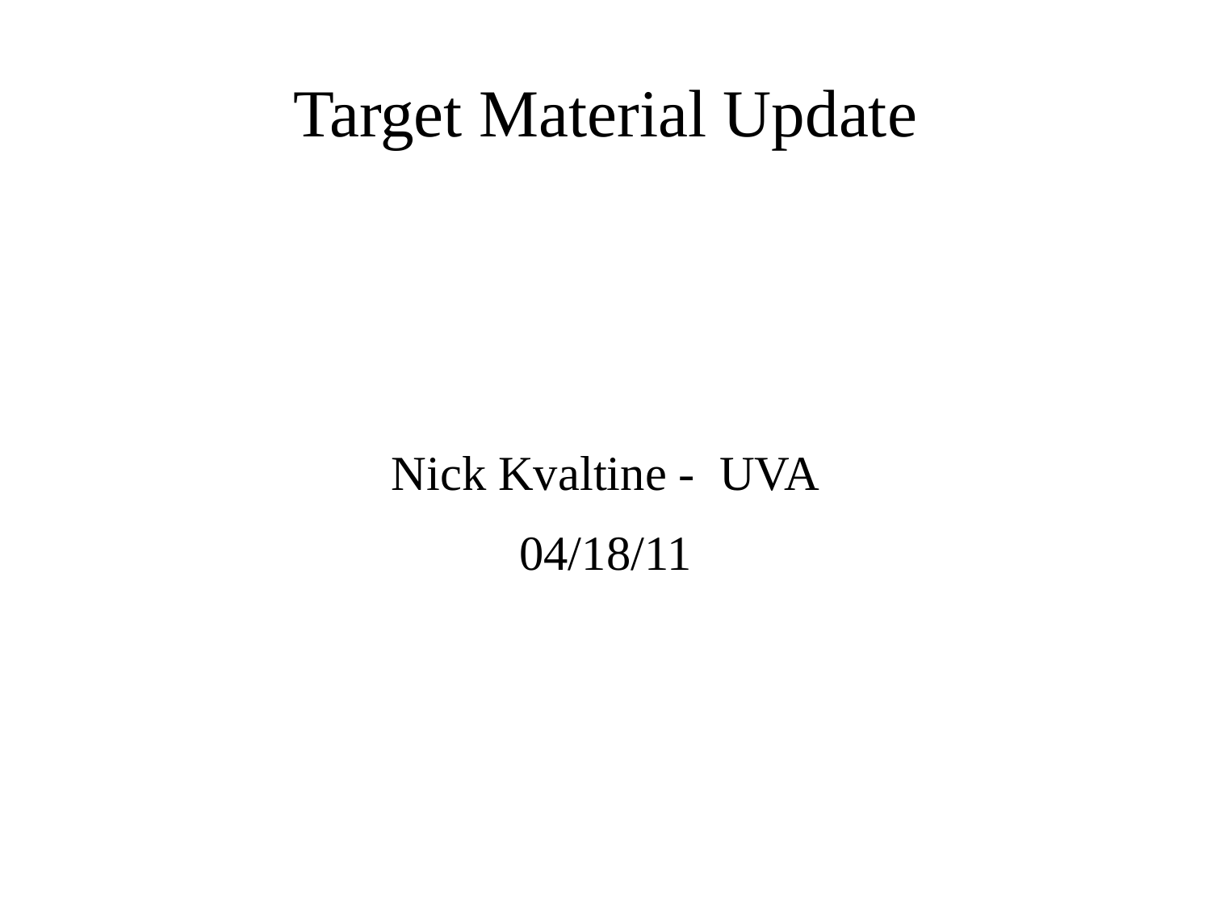# Target Material Update

Nick Kvaltine - UVA

04/18/11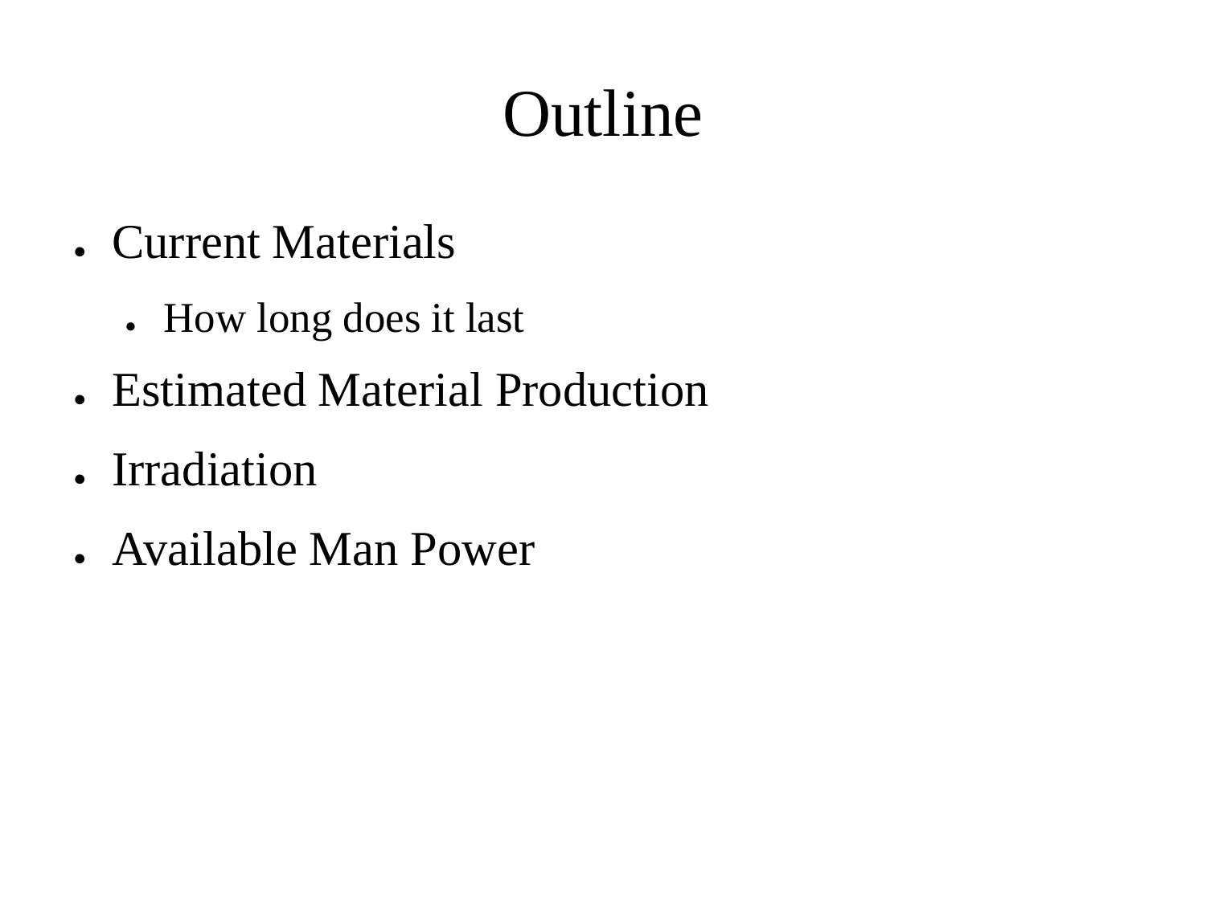# Outline

- Current Materials
  - How long does it last
- Estimated Material Production
- Irradiation
- Available Man Power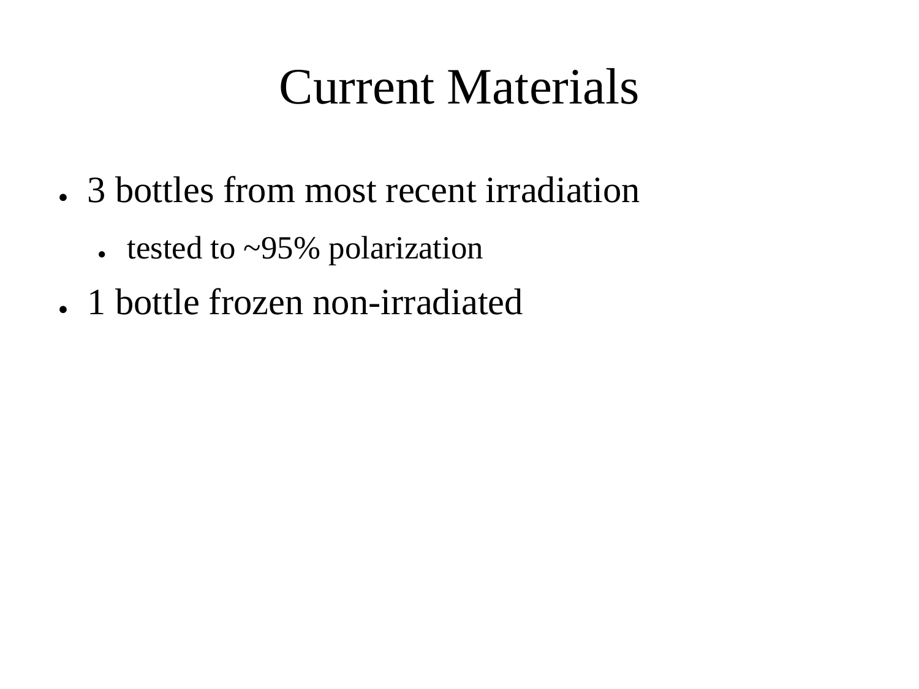# Current Materials

- 3 bottles from most recent irradiation
  - tested to ~95% polarization
- 1 bottle frozen non-irradiated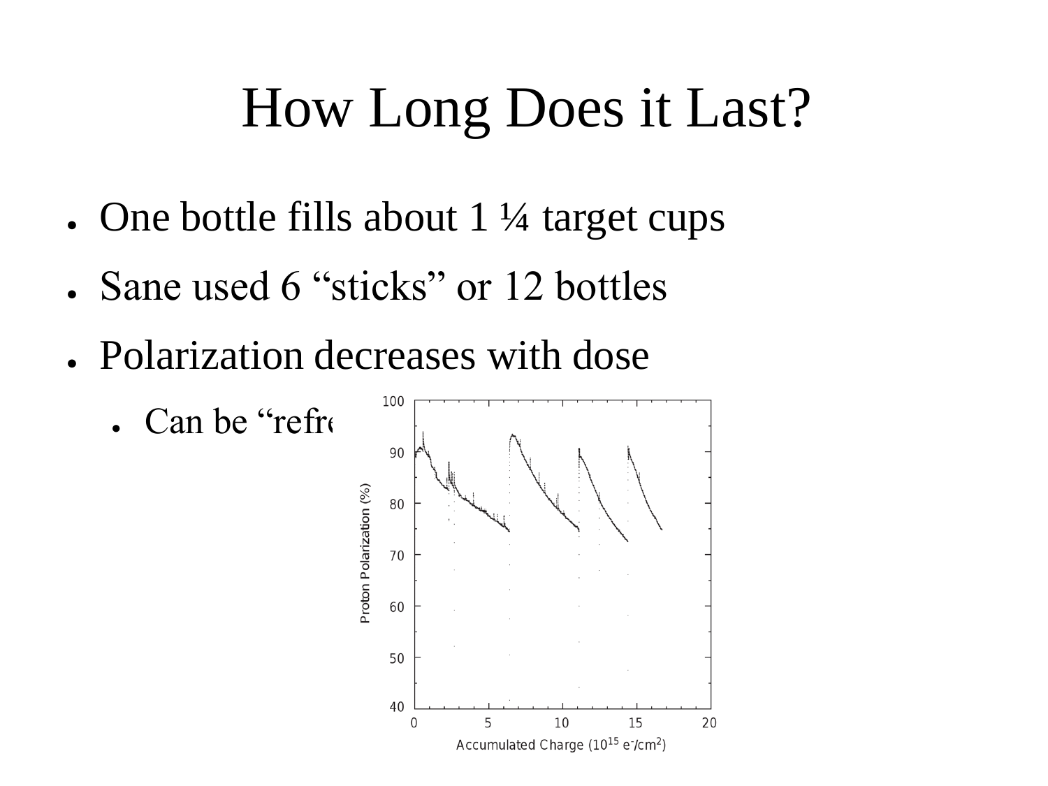# How Long Does it Last?

- One bottle fills about 1 ¼ target cups
- Sane used 6 “sticks” or 12 bottles
- Polarization decreases with dose
  - Can be “refre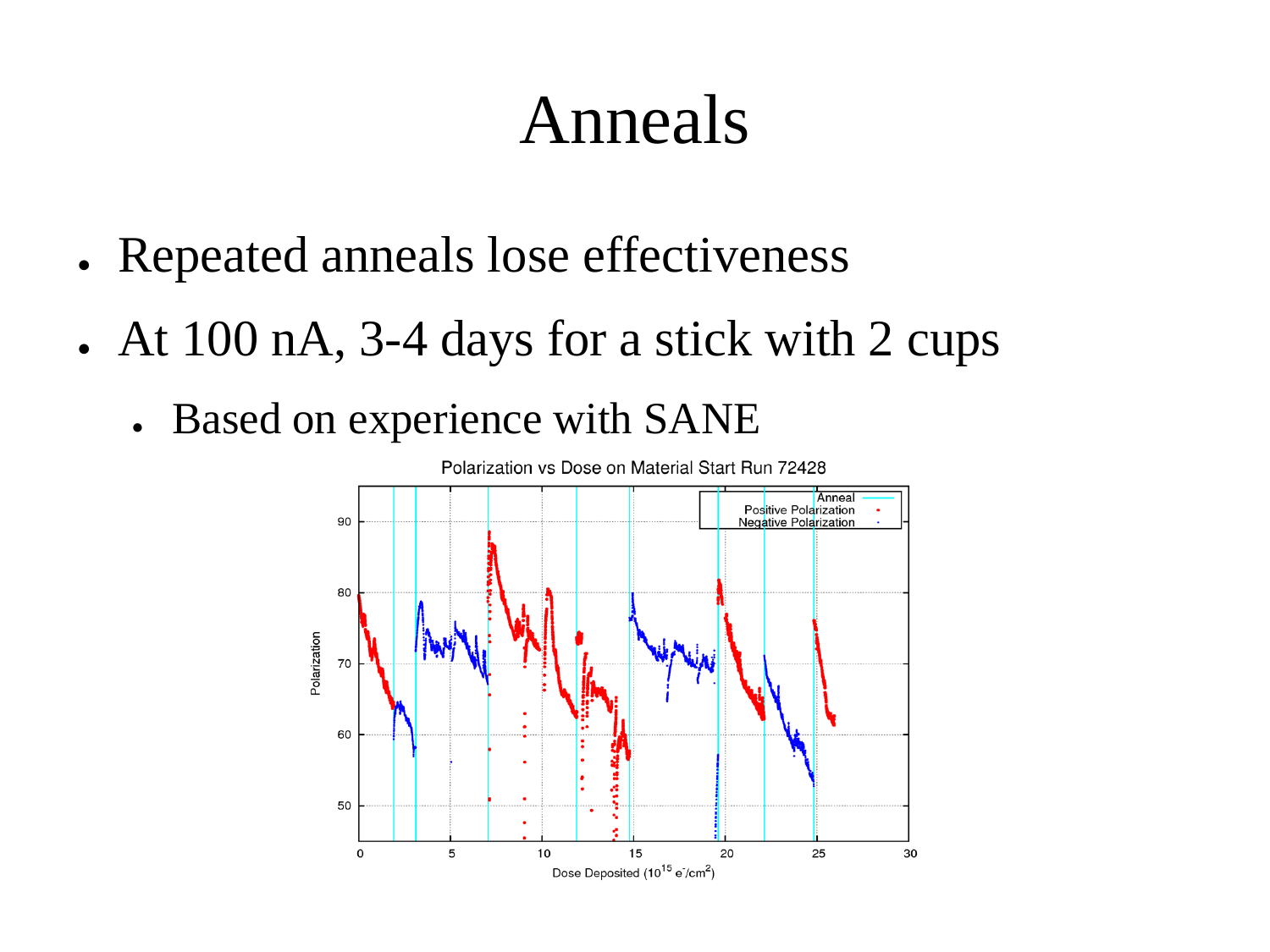# Anneals

- Repeated anneals lose effectiveness
- At 100 nA, 3-4 days for a stick with 2 cups
  - Based on experience with SANE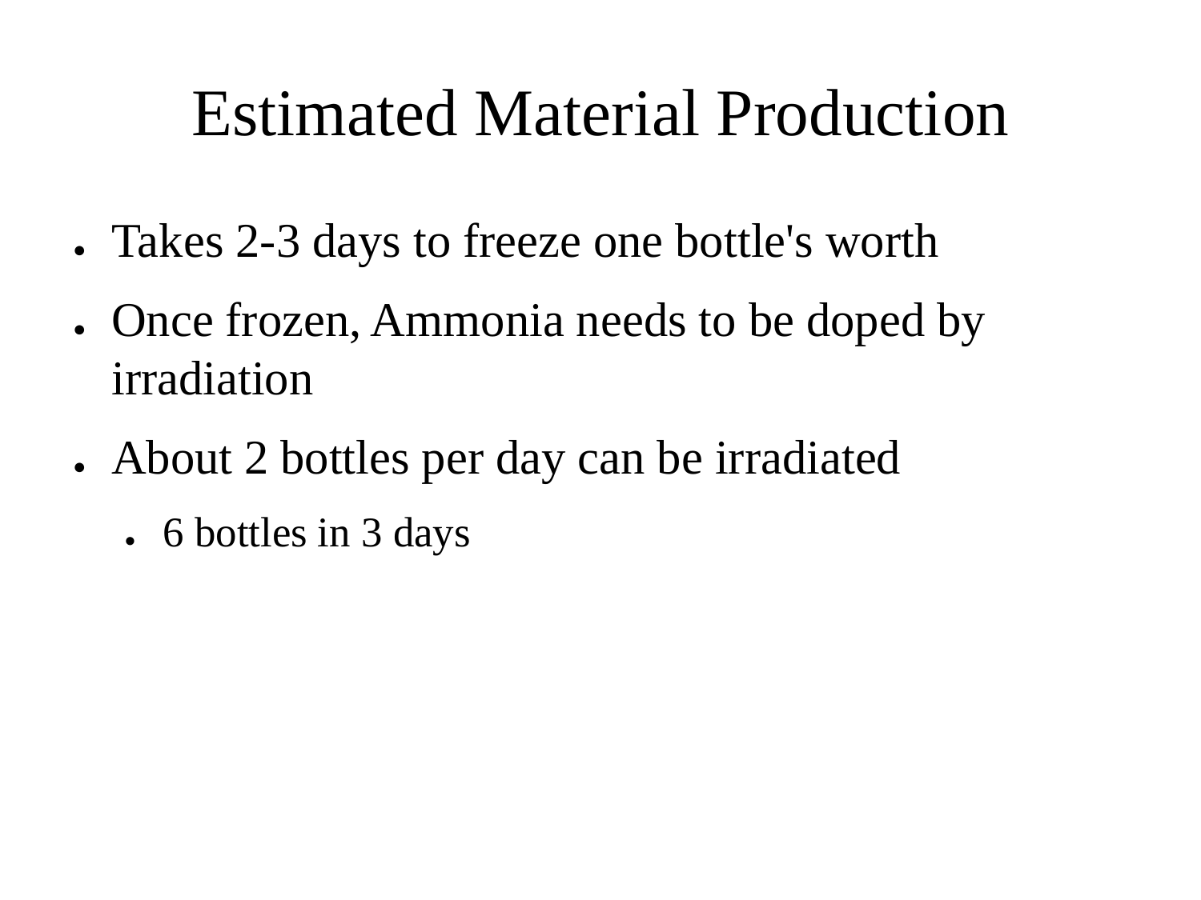# Estimated Material Production

- Takes 2-3 days to freeze one bottle's worth
- Once frozen, Ammonia needs to be doped by irradiation
- About 2 bottles per day can be irradiated
  - 6 bottles in 3 days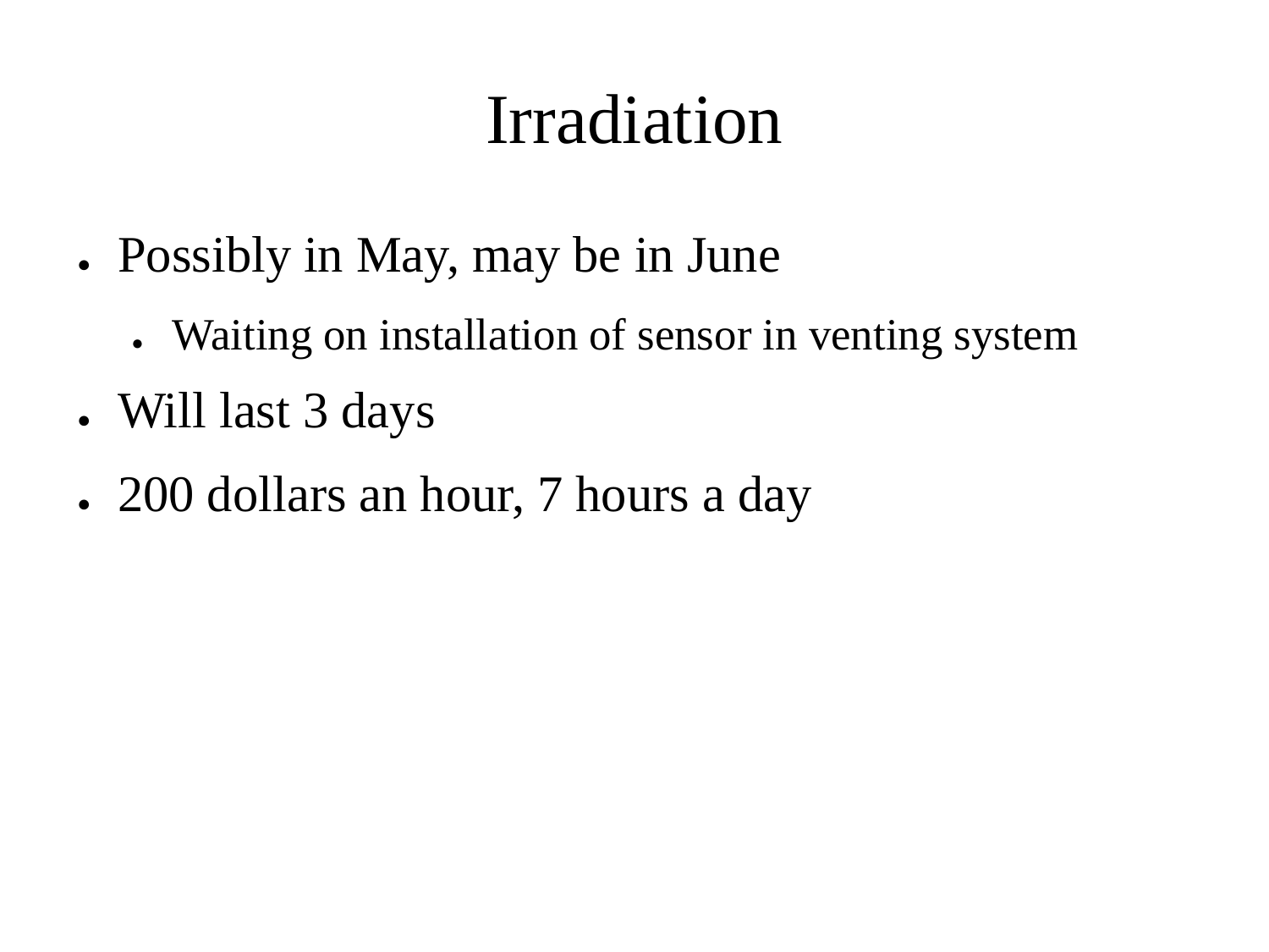# Irradiation

- Possibly in May, may be in June
  - Waiting on installation of sensor in venting system
- Will last 3 days
- 200 dollars an hour, 7 hours a day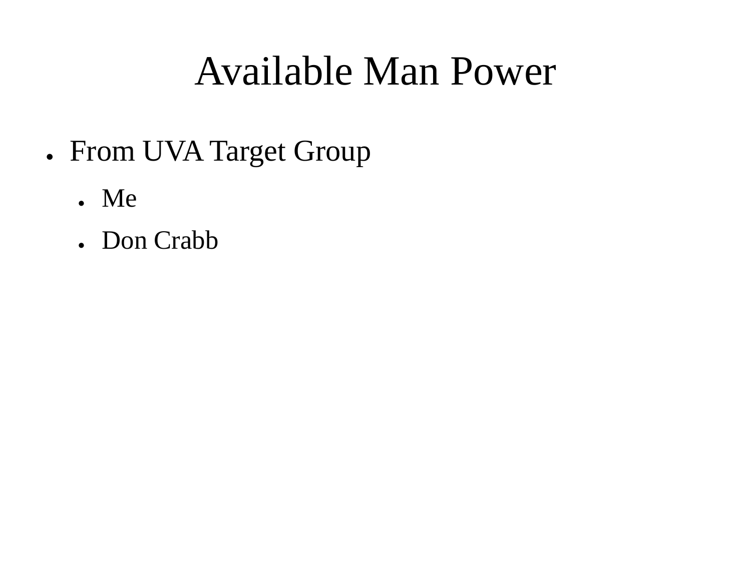# Available Man Power

- From UVA Target Group
  - Me
  - Don Crabb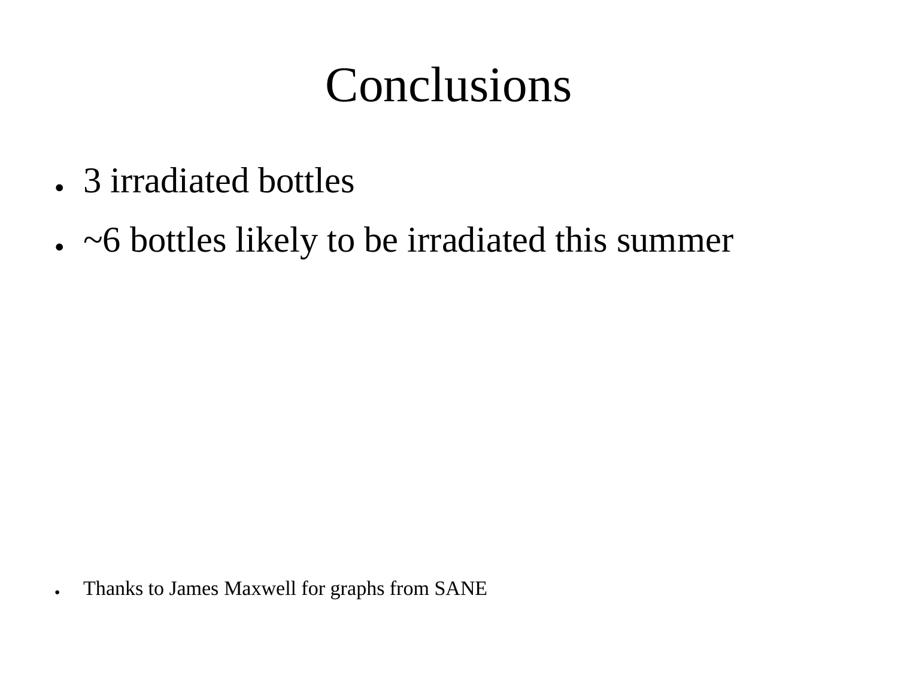# Conclusions

- 3 irradiated bottles
- ~6 bottles likely to be irradiated this summer

- Thanks to James Maxwell for graphs from SANE